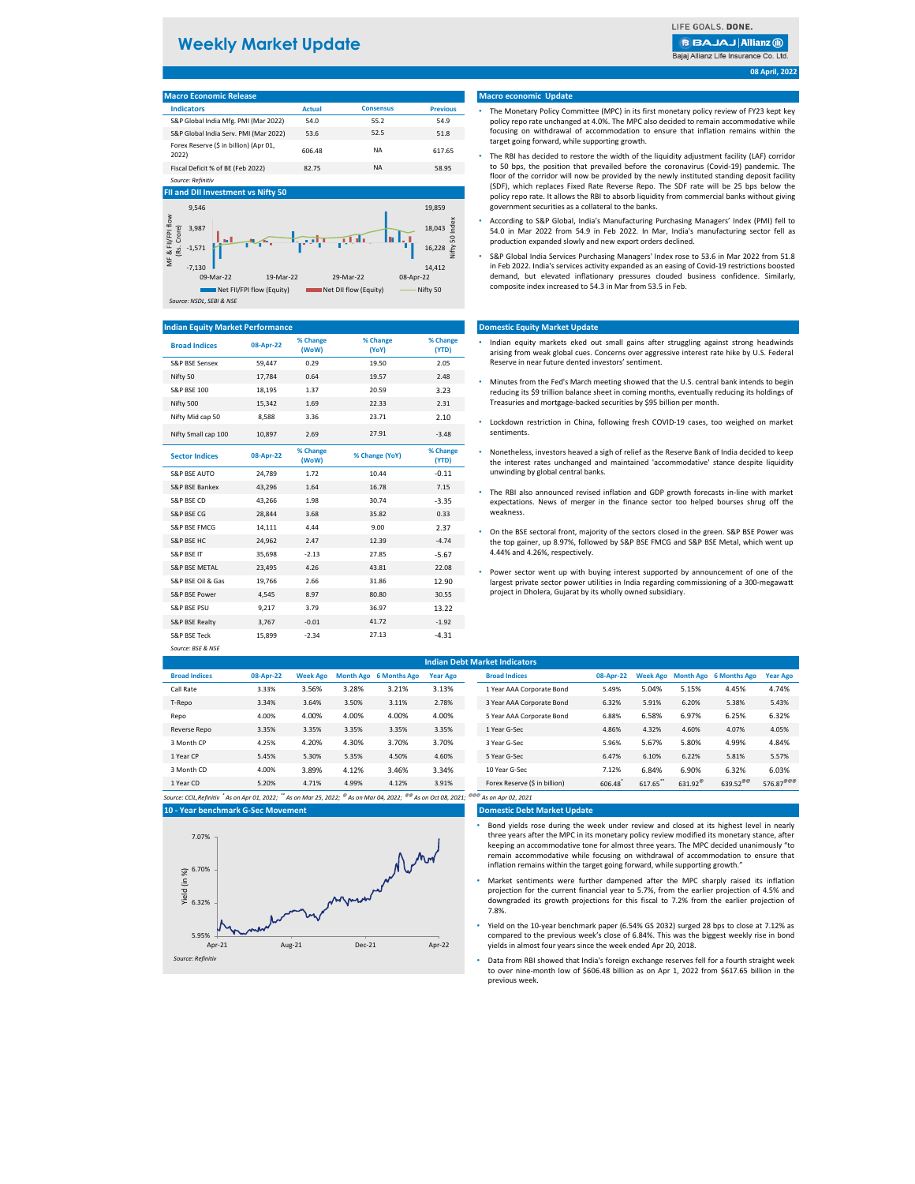# Weekly Market Update

LIFE GOALS. DONE.
Bajaj Allianz Life Insurance Co. Ltd.

08 April, 2022

## Macro Economic Release

| Indicators | Actual | Consensus | Previous |
|---|---|---|---|
| S&P Global India Mfg. PMI (Mar 2022) | 54.0 | 55.2 | 54.9 |
| S&P Global India Serv. PMI (Mar 2022) | 53.6 | 52.5 | 51.8 |
| Forex Reserve ($ in billion) (Apr 01, 2022) | 606.48 | NA | 617.65 |
| Fiscal Deficit % of BE (Feb 2022) | 82.75 | NA | 58.95 |

*Source: Refinitiv*

## FII and DII Investment vs Nifty 50

Net FII/FPI flow (Equity) | Net DII flow (Equity) | Nifty 50

*Source: NSDL, SEBI & NSE*

## Macro economic Update

- The Monetary Policy Committee (MPC) in its first monetary policy review of FY23 kept key policy repo rate unchanged at 4.0%. The MPC also decided to remain accommodative while focusing on withdrawal of accommodation to ensure that inflation remains within the target going forward, while supporting growth.
- The RBI has decided to restore the width of the liquidity adjustment facility (LAF) corridor to 50 bps, the position that prevailed before the coronavirus (Covid-19) pandemic. The floor of the corridor will now be provided by the newly instituted standing deposit facility (SDF), which replaces Fixed Rate Reverse Repo. The SDF rate will be 25 bps below the policy repo rate. It allows the RBI to absorb liquidity from commercial banks without giving government securities as a collateral to the banks.
- According to S&P Global, India's Manufacturing Purchasing Managers' Index (PMI) fell to 54.0 in Mar 2022 from 54.9 in Feb 2022. In Mar, India's manufacturing sector fell as production expanded slowly and new export orders declined.
- S&P Global India Services Purchasing Managers' Index rose to 53.6 in Mar 2022 from 51.8 in Feb 2022. India's services activity expanded as an easing of Covid-19 restrictions boosted demand, but elevated inflationary pressures clouded business confidence. Similarly, composite index increased to 54.3 in Mar from 53.5 in Feb.

## Indian Equity Market Performance

| Broad Indices | 08-Apr-22 | % Change (WoW) | % Change (YoY) | % Change (YTD) |
|---|---|---|---|---|
| S&P BSE Sensex | 59,447 | 0.29 | 19.50 | 2.05 |
| Nifty 50 | 17,784 | 0.64 | 19.57 | 2.48 |
| S&P BSE 100 | 18,195 | 1.37 | 20.59 | 3.23 |
| Nifty 500 | 15,342 | 1.69 | 22.33 | 2.31 |
| Nifty Mid cap 50 | 8,588 | 3.36 | 23.71 | 2.10 |
| Nifty Small cap 100 | 10,897 | 2.69 | 27.91 | -3.48 |

| Sector Indices | 08-Apr-22 | % Change (WoW) | % Change (YoY) | % Change (YTD) |
|---|---|---|---|---|
| S&P BSE AUTO | 24,789 | 1.72 | 10.44 | -0.11 |
| S&P BSE Bankex | 43,296 | 1.64 | 16.78 | 7.15 |
| S&P BSE CD | 43,266 | 1.98 | 30.74 | -3.35 |
| S&P BSE CG | 28,844 | 3.68 | 35.82 | 0.33 |
| S&P BSE FMCG | 14,111 | 4.44 | 9.00 | 2.37 |
| S&P BSE HC | 24,962 | 2.47 | 12.39 | -4.74 |
| S&P BSE IT | 35,698 | -2.13 | 27.85 | -5.67 |
| S&P BSE METAL | 23,495 | 4.26 | 43.81 | 22.08 |
| S&P BSE Oil & Gas | 19,766 | 2.66 | 31.86 | 12.90 |
| S&P BSE Power | 4,545 | 8.97 | 80.80 | 30.55 |
| S&P BSE PSU | 9,217 | 3.79 | 36.97 | 13.22 |
| S&P BSE Realty | 3,767 | -0.01 | 41.72 | -1.92 |
| S&P BSE Teck | 15,899 | -2.34 | 27.13 | -4.31 |

*Source: BSE & NSE*

## Domestic Equity Market Update

- Indian equity markets eked out small gains after struggling against strong headwinds arising from weak global cues. Concerns over aggressive interest rate hike by U.S. Federal Reserve in near future dented investors' sentiment.
- Minutes from the Fed's March meeting showed that the U.S. central bank intends to begin reducing its $9 trillion balance sheet in coming months, eventually reducing its holdings of Treasuries and mortgage-backed securities by $95 billion per month.
- Lockdown restriction in China, following fresh COVID-19 cases, too weighed on market sentiments.
- Nonetheless, investors heaved a sigh of relief as the Reserve Bank of India decided to keep the interest rates unchanged and maintained 'accommodative' stance despite liquidity unwinding by global central banks.
- The RBI also announced revised inflation and GDP growth forecasts in-line with market expectations. News of merger in the finance sector too helped bourses shrug off the weakness.
- On the BSE sectoral front, majority of the sectors closed in the green. S&P BSE Power was the top gainer, up 8.97%, followed by S&P BSE FMCG and S&P BSE Metal, which went up 4.44% and 4.26%, respectively.
- Power sector went up with buying interest supported by announcement of one of the largest private sector power utilities in India regarding commissioning of a 300-megawatt project in Dholera, Gujarat by its wholly owned subsidiary.

## Indian Debt Market Indicators

| Broad Indices | 08-Apr-22 | Week Ago | Month Ago | 6 Months Ago | Year Ago |
|---|---|---|---|---|---|
| Call Rate | 3.33% | 3.56% | 3.28% | 3.21% | 3.13% |
| T-Repo | 3.34% | 3.64% | 3.50% | 3.11% | 2.78% |
| Repo | 4.00% | 4.00% | 4.00% | 4.00% | 4.00% |
| Reverse Repo | 3.35% | 3.35% | 3.35% | 3.35% | 3.35% |
| 3 Month CP | 4.25% | 4.20% | 4.30% | 3.70% | 3.70% |
| 1 Year CP | 5.45% | 5.30% | 5.35% | 4.50% | 4.60% |
| 3 Month CD | 4.00% | 3.89% | 4.12% | 3.46% | 3.34% |
| 1 Year CD | 5.20% | 4.71% | 4.99% | 4.12% | 3.91% |

| Broad Indices | 08-Apr-22 | Week Ago | Month Ago | 6 Months Ago | Year Ago |
|---|---|---|---|---|---|
| 1 Year AAA Corporate Bond | 5.49% | 5.04% | 5.15% | 4.45% | 4.74% |
| 3 Year AAA Corporate Bond | 6.32% | 5.91% | 6.20% | 5.38% | 5.43% |
| 5 Year AAA Corporate Bond | 6.88% | 6.58% | 6.97% | 6.25% | 6.32% |
| 1 Year G-Sec | 4.86% | 4.32% | 4.60% | 4.07% | 4.05% |
| 3 Year G-Sec | 5.96% | 5.67% | 5.80% | 4.99% | 4.84% |
| 5 Year G-Sec | 6.47% | 6.10% | 6.22% | 5.81% | 5.57% |
| 10 Year G-Sec | 7.12% | 6.84% | 6.90% | 6.32% | 6.03% |
| Forex Reserve ($ in billion) | 606.48* | 617.65** | 631.92@ | 639.52@@ | 576.87@@@ |

*Source: CCIL,Refinitiv \* As on Apr 01, 2022; \*\* As on Mar 25, 2022; @ As on Mar 04, 2022; @@ As on Oct 08, 2021; @@@ As on Apr 02, 2021*

## 10 - Year benchmark G-Sec Movement

*Source: Refinitiv*

## Domestic Debt Market Update

- Bond yields rose during the week under review and closed at its highest level in nearly three years after the MPC in its monetary policy review modified its monetary stance, after keeping an accommodative tone for almost three years. The MPC decided unanimously "to remain accommodative while focusing on withdrawal of accommodation to ensure that inflation remains within the target going forward, while supporting growth."
- Market sentiments were further dampened after the MPC sharply raised its inflation projection for the current financial year to 5.7%, from the earlier projection of 4.5% and downgraded its growth projections for this fiscal to 7.2% from the earlier projection of 7.8%.
- Yield on the 10-year benchmark paper (6.54% GS 2032) surged 28 bps to close at 7.12% as compared to the previous week's close of 6.84%. This was the biggest weekly rise in bond yields in almost four years since the week ended Apr 20, 2018.
- Data from RBI showed that India's foreign exchange reserves fell for a fourth straight week to over nine-month low of $606.48 billion as on Apr 1, 2022 from $617.65 billion in the previous week.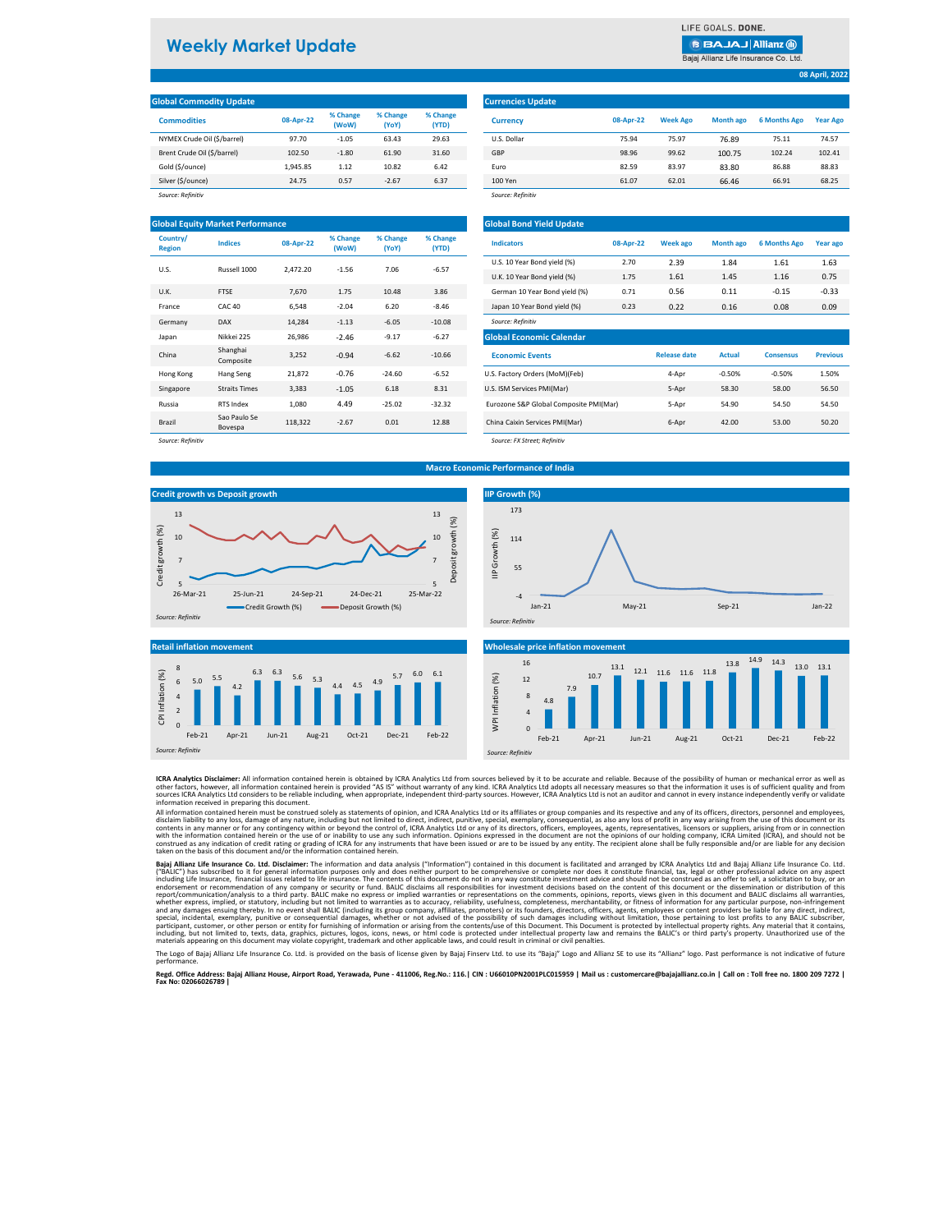# Weekly Market Update

LIFE GOALS. DONE.

BAJAJ Allianz

Bajaj Allianz Life Insurance Co. Ltd.

08 April, 2022

## Global Commodity Update

| Commodities | 08-Apr-22 | % Change (WoW) | % Change (YoY) | % Change (YTD) |
|---|---|---|---|---|
| NYMEX Crude Oil ($/barrel) | 97.70 | -1.05 | 63.43 | 29.63 |
| Brent Crude Oil ($/barrel) | 102.50 | -1.80 | 61.90 | 31.60 |
| Gold ($/ounce) | 1,945.85 | 1.12 | 10.82 | 6.42 |
| Silver ($/ounce) | 24.75 | 0.57 | -2.67 | 6.37 |

*Source: Refinitiv*

## Currencies Update

| Currency | 08-Apr-22 | Week Ago | Month ago | 6 Months Ago | Year Ago |
|---|---|---|---|---|---|
| U.S. Dollar | 75.94 | 75.97 | 76.89 | 75.11 | 74.57 |
| GBP | 98.96 | 99.62 | 100.75 | 102.24 | 102.41 |
| Euro | 82.59 | 83.97 | 83.80 | 86.88 | 88.83 |
| 100 Yen | 61.07 | 62.01 | 66.46 | 66.91 | 68.25 |

*Source: Refinitiv*

## Global Equity Market Performance

| Country/ Region | Indices | 08-Apr-22 | % Change (WoW) | % Change (YoY) | % Change (YTD) |
|---|---|---|---|---|---|
| U.S. | Russell 1000 | 2,472.20 | -1.56 | 7.06 | -6.57 |
| U.K. | FTSE | 7,670 | 1.75 | 10.48 | 3.86 |
| France | CAC 40 | 6,548 | -2.04 | 6.20 | -8.46 |
| Germany | DAX | 14,284 | -1.13 | -6.05 | -10.08 |
| Japan | Nikkei 225 | 26,986 | -2.46 | -9.17 | -6.27 |
| China | Shanghai Composite | 3,252 | -0.94 | -6.62 | -10.66 |
| Hong Kong | Hang Seng | 21,872 | -0.76 | -24.60 | -6.52 |
| Singapore | Straits Times | 3,383 | -1.05 | 6.18 | 8.31 |
| Russia | RTS Index | 1,080 | 4.49 | -25.02 | -32.32 |
| Brazil | Sao Paulo Se Bovespa | 118,322 | -2.67 | 0.01 | 12.88 |

*Source: Refinitiv*

## Global Bond Yield Update

| Indicators | 08-Apr-22 | Week ago | Month ago | 6 Months Ago | Year ago |
|---|---|---|---|---|---|
| U.S. 10 Year Bond yield (%) | 2.70 | 2.39 | 1.84 | 1.61 | 1.63 |
| U.K. 10 Year Bond yield (%) | 1.75 | 1.61 | 1.45 | 1.16 | 0.75 |
| German 10 Year Bond yield (%) | 0.71 | 0.56 | 0.11 | -0.15 | -0.33 |
| Japan 10 Year Bond yield (%) | 0.23 | 0.22 | 0.16 | 0.08 | 0.09 |

*Source: Refinitiv*

## Global Economic Calendar

| Economic Events | Release date | Actual | Consensus | Previous |
|---|---|---|---|---|
| U.S. Factory Orders (MoM)(Feb) | 4-Apr | -0.50% | -0.50% | 1.50% |
| U.S. ISM Services PMI(Mar) | 5-Apr | 58.30 | 58.00 | 56.50 |
| Eurozone S&P Global Composite PMI(Mar) | 5-Apr | 54.90 | 54.50 | 54.50 |
| China Caixin Services PMI(Mar) | 6-Apr | 42.00 | 53.00 | 50.20 |

*Source: FX Street; Refinitiv*

## Macro Economic Performance of India

### Credit growth vs Deposit growth

Credit growth (%)
Deposit growth (%)
13 10 7 5
26-Mar-21 25-Jun-21 24-Sep-21 24-Dec-21 25-Mar-22
Credit Growth (%) Deposit Growth (%)

*Source: Refinitiv*

### IIP Growth (%)

IIP Growth (%)
173 114 55 -4
Jan-21 May-21 Sep-21 Jan-22

*Source: Refinitiv*

### Retail inflation movement

CPI Inflation (%)
8 6 4 2 0
5.0 5.5 4.2 6.3 6.3 5.6 5.3 4.4 4.5 4.9 5.7 6.0 6.1
Feb-21 Apr-21 Jun-21 Aug-21 Oct-21 Dec-21 Feb-22

*Source: Refinitiv*

### Wholesale price inflation movement

WPI Inflation (%)
16 12 8 4 0
4.8 7.9 10.7 13.1 12.1 11.6 11.6 11.8 13.8 14.9 14.3 13.0 13.1
Feb-21 Apr-21 Jun-21 Aug-21 Oct-21 Dec-21 Feb-22

*Source: Refinitiv*

**ICRA Analytics Disclaimer:** All information contained herein is obtained by ICRA Analytics Ltd from sources believed by it to be accurate and reliable. Because of the possibility of human or mechanical error as well as other factors, however, all information contained herein is provided "AS IS" without warranty of any kind. ICRA Analytics Ltd adopts all necessary measures so that the information it uses is of sufficient quality and from sources ICRA Analytics Ltd considers to be reliable including, when appropriate, independent third-party sources. However, ICRA Analytics Ltd is not an auditor and cannot in every instance independently verify or validate information received in preparing this document.

All information contained herein must be construed solely as statements of opinion, and ICRA Analytics Ltd and its affiliates or group companies and its respective and any of its officers, directors, personnel and employees, disclaim liability to any loss, damage of any nature, including but not limited to direct, indirect, punitive, special, exemplary, consequential, as also any loss of profit in any way arising from the use of this document or its contents in any manner or for any contingency within or beyond the control of, ICRA Analytics Ltd or any of its directors, officers, employees, agents, representatives, licensors or suppliers, arising from or in connection with the information contained herein or the use of or inability to use any such information. Opinions expressed in the document are not the opinions of our holding company, ICRA Limited (ICRA), and should not be construed as any indication of credit rating or grading of ICRA for any instruments that have been issued or are to be issued by any entity. The recipient alone shall be fully responsible and/or are liable for any decision taken on the basis of this document and/or the information contained herein.

**Bajaj Allianz Life Insurance Co. Ltd. Disclaimer:** The information and data analysis ("Information") contained in this document is facilitated and arranged by ICRA Analytics Ltd and Bajaj Allianz Life Insurance Co. Ltd. ("BALIC") has subscribed to it for general information purposes only and does neither purport to be comprehensive or complete nor does it constitute financial, tax, legal or other professional advice on any aspect including Life Insurance, financial issues related to life insurance. The contents of this document do not in any way constitute investment advice and should not be construed as an offer to sell, a solicitation to buy, or an endorsement or recommendation of any company or security or fund. BALIC disclaims all responsibilities for investment decisions based on the content of this document or the dissemination or distribution of this report/communication/analysis to a third party. BALIC make no express or implied warranties or representations on the comments, opinions, reports, views given in this document and BALIC disclaims all warranties, whether express, implied, or statutory, including but not limited to warranties as to accuracy, reliability, usefulness, completeness, merchantability, or fitness of information for any particular purpose, non-infringement and any damages ensuing thereby. In no event shall BALIC (including its group company, affiliates, promoters) or its founders, directors, officers, agents, employees or content providers be liable for any direct, indirect, special, incidental, exemplary, punitive or consequential damages, whether or not advised of the possibility of such damages including without limitation, those pertaining to lost profits to any BALIC subscriber, participant, customer, or other person or entity for furnishing of information or arising from the contents/use of this Document. This Document is protected by intellectual property rights. Any material that it contains, including, but not limited to, texts, data, graphics, pictures, logos, icons, news, or html code is protected under intellectual property law and remains the BALIC's or third party's property. Unauthorized use of the materials appearing on this document may violate copyright, trademark and other applicable laws, and could result in criminal or civil penalties.

The Logo of Bajaj Allianz Life Insurance Co. Ltd. is provided on the basis of license given by Bajaj Finserv Ltd. to use its "Bajaj" Logo and Allianz SE to use its "Allianz" logo. Past performance is not indicative of future performance.

**Regd. Office Address: Bajaj Allianz House, Airport Road, Yerawada, Pune - 411006, Reg.No.: 116.| CIN : U66010PN2001PLC015959 | Mail us : customercare@bajajallianz.co.in | Call on : Toll free no. 1800 209 7272 | Fax No: 02066026789 |**